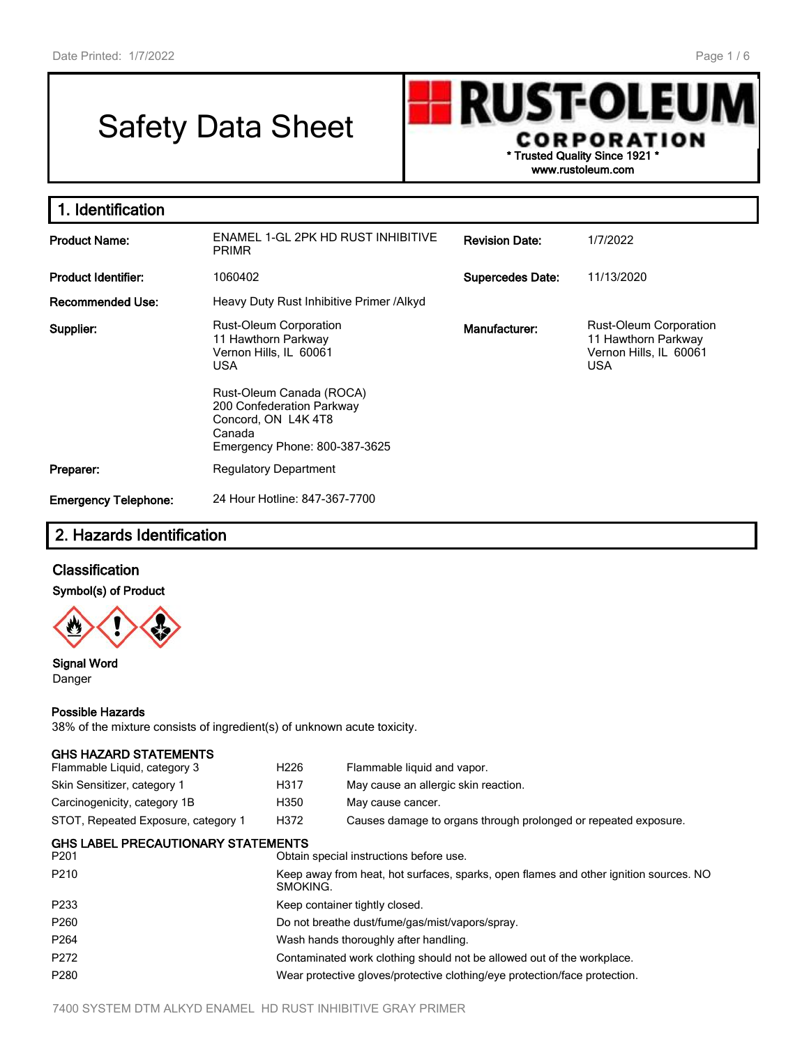# Safety Data Sheet

**RUST-OLEUM CORPORATION**
\* Trusted Quality Since 1921 \*
www.rustoleum.com

## 1. Identification

| | | | |
|---|---|---|---|
| **Product Name:** | ENAMEL 1-GL 2PK HD RUST INHIBITIVE PRIMR | **Revision Date:** | 1/7/2022 |
| **Product Identifier:** | 1060402 | **Supercedes Date:** | 11/13/2020 |
| **Recommended Use:** | Heavy Duty Rust Inhibitive Primer /Alkyd | | |
| **Supplier:** | Rust-Oleum Corporation<br>11 Hawthorn Parkway<br>Vernon Hills, IL 60061<br>USA<br><br>Rust-Oleum Canada (ROCA)<br>200 Confederation Parkway<br>Concord, ON L4K 4T8<br>Canada<br>Emergency Phone: 800-387-3625 | **Manufacturer:** | Rust-Oleum Corporation<br>11 Hawthorn Parkway<br>Vernon Hills, IL 60061<br>USA |
| **Preparer:** | Regulatory Department | | |
| **Emergency Telephone:** | 24 Hour Hotline: 847-367-7700 | | |

## 2. Hazards Identification

### Classification

**Symbol(s) of Product**

**Signal Word**
Danger

**Possible Hazards**
38% of the mixture consists of ingredient(s) of unknown acute toxicity.

**GHS HAZARD STATEMENTS**

| | | |
|---|---|---|
| Flammable Liquid, category 3 | H226 | Flammable liquid and vapor. |
| Skin Sensitizer, category 1 | H317 | May cause an allergic skin reaction. |
| Carcinogenicity, category 1B | H350 | May cause cancer. |
| STOT, Repeated Exposure, category 1 | H372 | Causes damage to organs through prolonged or repeated exposure. |

**GHS LABEL PRECAUTIONARY STATEMENTS**

| | |
|---|---|
| P201 | Obtain special instructions before use. |
| P210 | Keep away from heat, hot surfaces, sparks, open flames and other ignition sources. NO SMOKING. |
| P233 | Keep container tightly closed. |
| P260 | Do not breathe dust/fume/gas/mist/vapors/spray. |
| P264 | Wash hands thoroughly after handling. |
| P272 | Contaminated work clothing should not be allowed out of the workplace. |
| P280 | Wear protective gloves/protective clothing/eye protection/face protection. |

7400 SYSTEM DTM ALKYD ENAMEL HD RUST INHIBITIVE GRAY PRIMER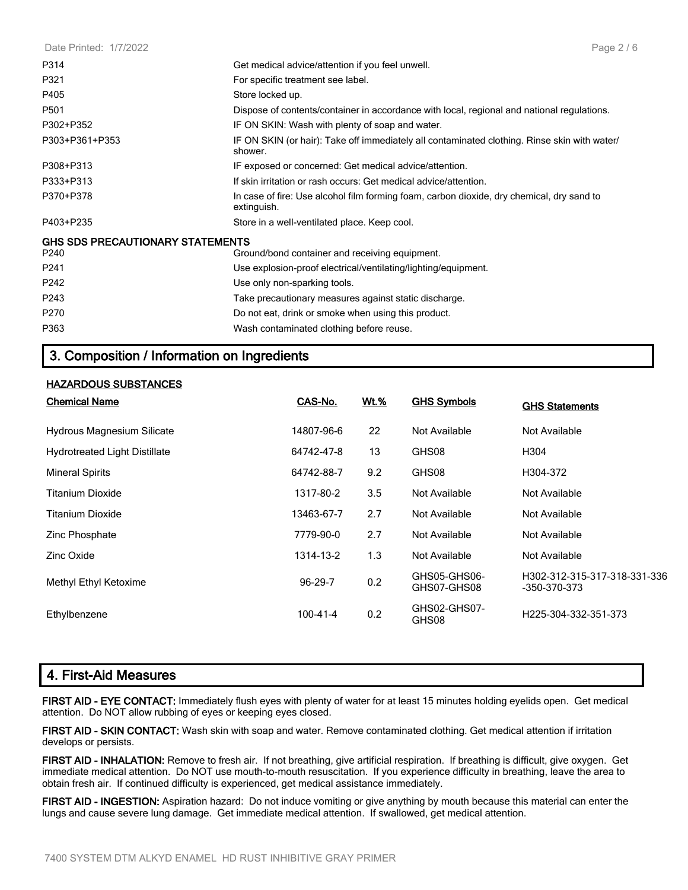| | |
|---|---|
| P314 | Get medical advice/attention if you feel unwell. |
| P321 | For specific treatment see label. |
| P405 | Store locked up. |
| P501 | Dispose of contents/container in accordance with local, regional and national regulations. |
| P302+P352 | IF ON SKIN: Wash with plenty of soap and water. |
| P303+P361+P353 | IF ON SKIN (or hair): Take off immediately all contaminated clothing. Rinse skin with water/ shower. |
| P308+P313 | IF exposed or concerned: Get medical advice/attention. |
| P333+P313 | If skin irritation or rash occurs: Get medical advice/attention. |
| P370+P378 | In case of fire: Use alcohol film forming foam, carbon dioxide, dry chemical, dry sand to extinguish. |
| P403+P235 | Store in a well-ventilated place. Keep cool. |

**GHS SDS PRECAUTIONARY STATEMENTS**

| | |
|---|---|
| P240 | Ground/bond container and receiving equipment. |
| P241 | Use explosion-proof electrical/ventilating/lighting/equipment. |
| P242 | Use only non-sparking tools. |
| P243 | Take precautionary measures against static discharge. |
| P270 | Do not eat, drink or smoke when using this product. |
| P363 | Wash contaminated clothing before reuse. |

## 3. Composition / Information on Ingredients

**HAZARDOUS SUBSTANCES**

| Chemical Name | CAS-No. | Wt.% | GHS Symbols | GHS Statements |
|---|---|---|---|---|
| Hydrous Magnesium Silicate | 14807-96-6 | 22 | Not Available | Not Available |
| Hydrotreated Light Distillate | 64742-47-8 | 13 | GHS08 | H304 |
| Mineral Spirits | 64742-88-7 | 9.2 | GHS08 | H304-372 |
| Titanium Dioxide | 1317-80-2 | 3.5 | Not Available | Not Available |
| Titanium Dioxide | 13463-67-7 | 2.7 | Not Available | Not Available |
| Zinc Phosphate | 7779-90-0 | 2.7 | Not Available | Not Available |
| Zinc Oxide | 1314-13-2 | 1.3 | Not Available | Not Available |
| Methyl Ethyl Ketoxime | 96-29-7 | 0.2 | GHS05-GHS06-GHS07-GHS08 | H302-312-315-317-318-331-336-350-370-373 |
| Ethylbenzene | 100-41-4 | 0.2 | GHS02-GHS07-GHS08 | H225-304-332-351-373 |

## 4. First-Aid Measures

**FIRST AID - EYE CONTACT:** Immediately flush eyes with plenty of water for at least 15 minutes holding eyelids open. Get medical attention. Do NOT allow rubbing of eyes or keeping eyes closed.

**FIRST AID - SKIN CONTACT:** Wash skin with soap and water. Remove contaminated clothing. Get medical attention if irritation develops or persists.

**FIRST AID - INHALATION:** Remove to fresh air. If not breathing, give artificial respiration. If breathing is difficult, give oxygen. Get immediate medical attention. Do NOT use mouth-to-mouth resuscitation. If you experience difficulty in breathing, leave the area to obtain fresh air. If continued difficulty is experienced, get medical assistance immediately.

**FIRST AID - INGESTION:** Aspiration hazard: Do not induce vomiting or give anything by mouth because this material can enter the lungs and cause severe lung damage. Get immediate medical attention. If swallowed, get medical attention.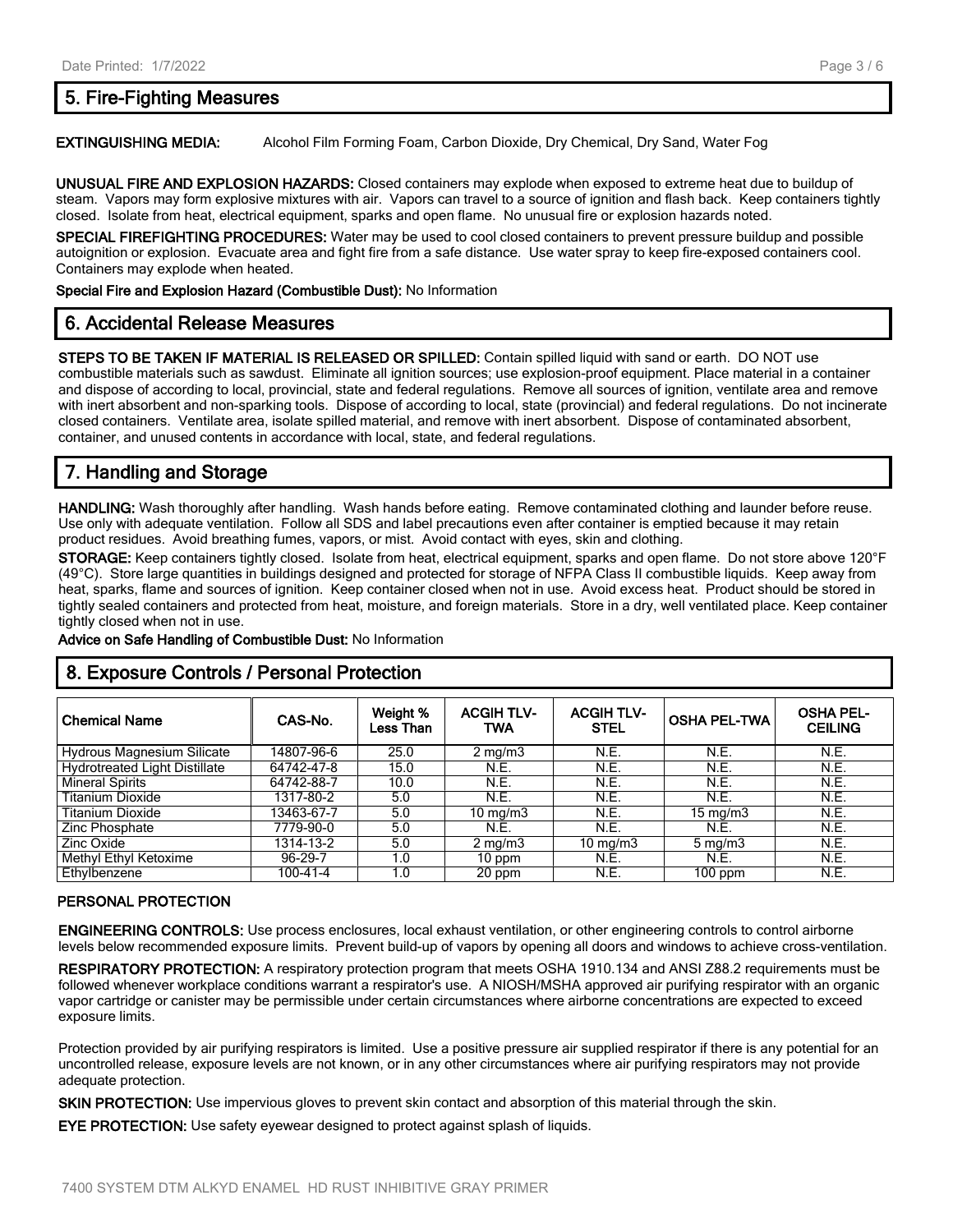## 5. Fire-Fighting Measures

**EXTINGUISHING MEDIA:** Alcohol Film Forming Foam, Carbon Dioxide, Dry Chemical, Dry Sand, Water Fog

**UNUSUAL FIRE AND EXPLOSION HAZARDS:** Closed containers may explode when exposed to extreme heat due to buildup of steam. Vapors may form explosive mixtures with air. Vapors can travel to a source of ignition and flash back. Keep containers tightly closed. Isolate from heat, electrical equipment, sparks and open flame. No unusual fire or explosion hazards noted.

**SPECIAL FIREFIGHTING PROCEDURES:** Water may be used to cool closed containers to prevent pressure buildup and possible autoignition or explosion. Evacuate area and fight fire from a safe distance. Use water spray to keep fire-exposed containers cool. Containers may explode when heated.

**Special Fire and Explosion Hazard (Combustible Dust):** No Information

## 6. Accidental Release Measures

**STEPS TO BE TAKEN IF MATERIAL IS RELEASED OR SPILLED:** Contain spilled liquid with sand or earth. DO NOT use combustible materials such as sawdust. Eliminate all ignition sources; use explosion-proof equipment. Place material in a container and dispose of according to local, provincial, state and federal regulations. Remove all sources of ignition, ventilate area and remove with inert absorbent and non-sparking tools. Dispose of according to local, state (provincial) and federal regulations. Do not incinerate closed containers. Ventilate area, isolate spilled material, and remove with inert absorbent. Dispose of contaminated absorbent, container, and unused contents in accordance with local, state, and federal regulations.

## 7. Handling and Storage

**HANDLING:** Wash thoroughly after handling. Wash hands before eating. Remove contaminated clothing and launder before reuse. Use only with adequate ventilation. Follow all SDS and label precautions even after container is emptied because it may retain product residues. Avoid breathing fumes, vapors, or mist. Avoid contact with eyes, skin and clothing.

**STORAGE:** Keep containers tightly closed. Isolate from heat, electrical equipment, sparks and open flame. Do not store above 120°F (49°C). Store large quantities in buildings designed and protected for storage of NFPA Class II combustible liquids. Keep away from heat, sparks, flame and sources of ignition. Keep container closed when not in use. Avoid excess heat. Product should be stored in tightly sealed containers and protected from heat, moisture, and foreign materials. Store in a dry, well ventilated place. Keep container tightly closed when not in use.

**Advice on Safe Handling of Combustible Dust:** No Information

## 8. Exposure Controls / Personal Protection

| Chemical Name | CAS-No. | Weight % Less Than | ACGIH TLV-TWA | ACGIH TLV-STEL | OSHA PEL-TWA | OSHA PEL-CEILING |
|---|---|---|---|---|---|---|
| Hydrous Magnesium Silicate | 14807-96-6 | 25.0 | 2 mg/m3 | N.E. | N.E. | N.E. |
| Hydrotreated Light Distillate | 64742-47-8 | 15.0 | N.E. | N.E. | N.E. | N.E. |
| Mineral Spirits | 64742-88-7 | 10.0 | N.E. | N.E. | N.E. | N.E. |
| Titanium Dioxide | 1317-80-2 | 5.0 | N.E. | N.E. | N.E. | N.E. |
| Titanium Dioxide | 13463-67-7 | 5.0 | 10 mg/m3 | N.E. | 15 mg/m3 | N.E. |
| Zinc Phosphate | 7779-90-0 | 5.0 | N.E. | N.E. | N.E. | N.E. |
| Zinc Oxide | 1314-13-2 | 5.0 | 2 mg/m3 | 10 mg/m3 | 5 mg/m3 | N.E. |
| Methyl Ethyl Ketoxime | 96-29-7 | 1.0 | 10 ppm | N.E. | N.E. | N.E. |
| Ethylbenzene | 100-41-4 | 1.0 | 20 ppm | N.E. | 100 ppm | N.E. |

### PERSONAL PROTECTION

**ENGINEERING CONTROLS:** Use process enclosures, local exhaust ventilation, or other engineering controls to control airborne levels below recommended exposure limits. Prevent build-up of vapors by opening all doors and windows to achieve cross-ventilation.

**RESPIRATORY PROTECTION:** A respiratory protection program that meets OSHA 1910.134 and ANSI Z88.2 requirements must be followed whenever workplace conditions warrant a respirator's use. A NIOSH/MSHA approved air purifying respirator with an organic vapor cartridge or canister may be permissible under certain circumstances where airborne concentrations are expected to exceed exposure limits.

Protection provided by air purifying respirators is limited. Use a positive pressure air supplied respirator if there is any potential for an uncontrolled release, exposure levels are not known, or in any other circumstances where air purifying respirators may not provide adequate protection.

**SKIN PROTECTION:** Use impervious gloves to prevent skin contact and absorption of this material through the skin.

**EYE PROTECTION:** Use safety eyewear designed to protect against splash of liquids.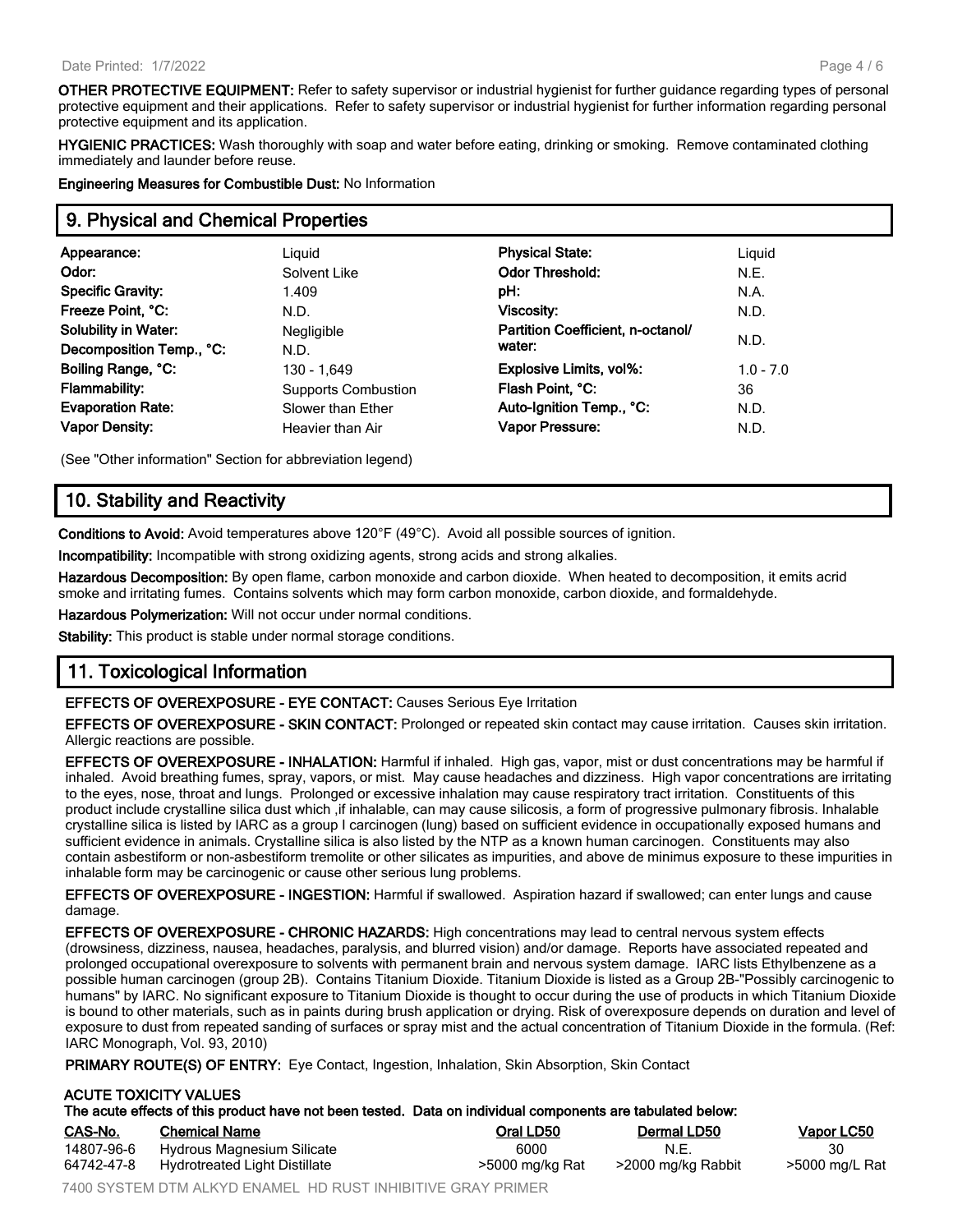**OTHER PROTECTIVE EQUIPMENT:** Refer to safety supervisor or industrial hygienist for further guidance regarding types of personal protective equipment and their applications. Refer to safety supervisor or industrial hygienist for further information regarding personal protective equipment and its application.

**HYGIENIC PRACTICES:** Wash thoroughly with soap and water before eating, drinking or smoking. Remove contaminated clothing immediately and launder before reuse.

**Engineering Measures for Combustible Dust:** No Information

## 9. Physical and Chemical Properties

| | | | |
|---|---|---|---|
| **Appearance:** | Liquid | **Physical State:** | Liquid |
| **Odor:** | Solvent Like | **Odor Threshold:** | N.E. |
| **Specific Gravity:** | 1.409 | **pH:** | N.A. |
| **Freeze Point, °C:** | N.D. | **Viscosity:** | N.D. |
| **Solubility in Water:** | Negligible | **Partition Coefficient, n-octanol/ water:** | N.D. |
| **Decomposition Temp., °C:** | N.D. | | |
| **Boiling Range, °C:** | 130 - 1,649 | **Explosive Limits, vol%:** | 1.0 - 7.0 |
| **Flammability:** | Supports Combustion | **Flash Point, °C:** | 36 |
| **Evaporation Rate:** | Slower than Ether | **Auto-Ignition Temp., °C:** | N.D. |
| **Vapor Density:** | Heavier than Air | **Vapor Pressure:** | N.D. |

(See "Other information" Section for abbreviation legend)

## 10. Stability and Reactivity

**Conditions to Avoid:** Avoid temperatures above 120°F (49°C). Avoid all possible sources of ignition.

**Incompatibility:** Incompatible with strong oxidizing agents, strong acids and strong alkalies.

**Hazardous Decomposition:** By open flame, carbon monoxide and carbon dioxide. When heated to decomposition, it emits acrid smoke and irritating fumes. Contains solvents which may form carbon monoxide, carbon dioxide, and formaldehyde.

**Hazardous Polymerization:** Will not occur under normal conditions.

**Stability:** This product is stable under normal storage conditions.

## 11. Toxicological Information

**EFFECTS OF OVEREXPOSURE - EYE CONTACT:** Causes Serious Eye Irritation

**EFFECTS OF OVEREXPOSURE - SKIN CONTACT:** Prolonged or repeated skin contact may cause irritation. Causes skin irritation. Allergic reactions are possible.

**EFFECTS OF OVEREXPOSURE - INHALATION:** Harmful if inhaled. High gas, vapor, mist or dust concentrations may be harmful if inhaled. Avoid breathing fumes, spray, vapors, or mist. May cause headaches and dizziness. High vapor concentrations are irritating to the eyes, nose, throat and lungs. Prolonged or excessive inhalation may cause respiratory tract irritation. Constituents of this product include crystalline silica dust which ,if inhalable, can may cause silicosis, a form of progressive pulmonary fibrosis. Inhalable crystalline silica is listed by IARC as a group I carcinogen (lung) based on sufficient evidence in occupationally exposed humans and sufficient evidence in animals. Crystalline silica is also listed by the NTP as a known human carcinogen. Constituents may also contain asbestiform or non-asbestiform tremolite or other silicates as impurities, and above de minimus exposure to these impurities in inhalable form may be carcinogenic or cause other serious lung problems.

**EFFECTS OF OVEREXPOSURE - INGESTION:** Harmful if swallowed. Aspiration hazard if swallowed; can enter lungs and cause damage.

**EFFECTS OF OVEREXPOSURE - CHRONIC HAZARDS:** High concentrations may lead to central nervous system effects (drowsiness, dizziness, nausea, headaches, paralysis, and blurred vision) and/or damage. Reports have associated repeated and prolonged occupational overexposure to solvents with permanent brain and nervous system damage. IARC lists Ethylbenzene as a possible human carcinogen (group 2B). Contains Titanium Dioxide. Titanium Dioxide is listed as a Group 2B-"Possibly carcinogenic to humans" by IARC. No significant exposure to Titanium Dioxide is thought to occur during the use of products in which Titanium Dioxide is bound to other materials, such as in paints during brush application or drying. Risk of overexposure depends on duration and level of exposure to dust from repeated sanding of surfaces or spray mist and the actual concentration of Titanium Dioxide in the formula. (Ref: IARC Monograph, Vol. 93, 2010)

**PRIMARY ROUTE(S) OF ENTRY:** Eye Contact, Ingestion, Inhalation, Skin Absorption, Skin Contact

**ACUTE TOXICITY VALUES**
**The acute effects of this product have not been tested. Data on individual components are tabulated below:**

| CAS-No. | Chemical Name | Oral LD50 | Dermal LD50 | Vapor LC50 |
|---|---|---|---|---|
| 14807-96-6 | Hydrous Magnesium Silicate | 6000 | N.E. | 30 |
| 64742-47-8 | Hydrotreated Light Distillate | >5000 mg/kg Rat | >2000 mg/kg Rabbit | >5000 mg/L Rat |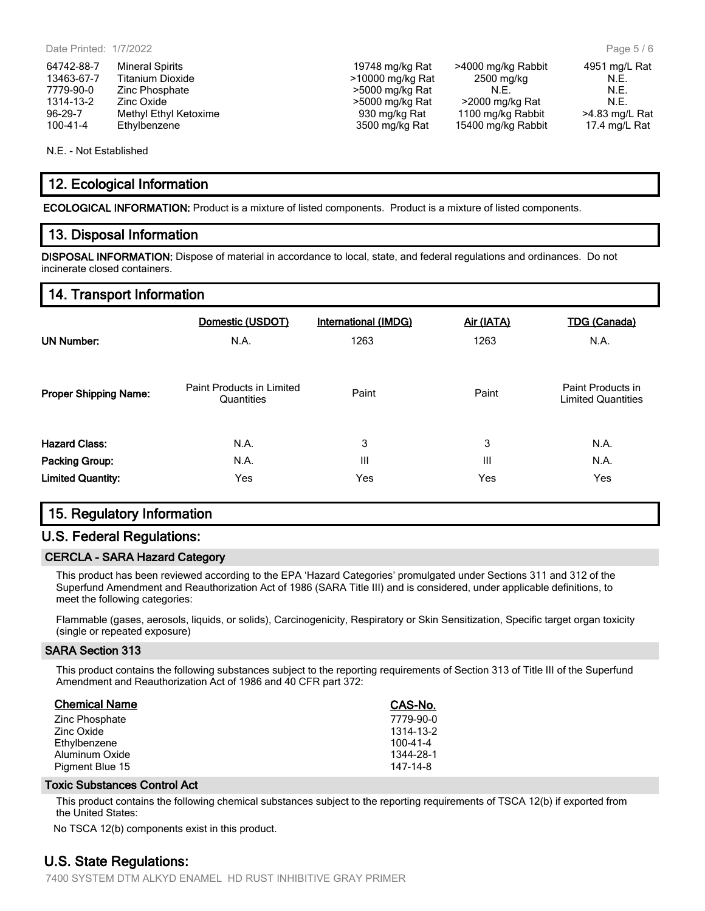| | | | | |
|---|---|---|---|---|
| 64742-88-7 | Mineral Spirits | 19748 mg/kg Rat | >4000 mg/kg Rabbit | 4951 mg/L Rat |
| 13463-67-7 | Titanium Dioxide | >10000 mg/kg Rat | 2500 mg/kg | N.E. |
| 7779-90-0 | Zinc Phosphate | >5000 mg/kg Rat | N.E. | N.E. |
| 1314-13-2 | Zinc Oxide | >5000 mg/kg Rat | >2000 mg/kg Rat | N.E. |
| 96-29-7 | Methyl Ethyl Ketoxime | 930 mg/kg Rat | 1100 mg/kg Rabbit | >4.83 mg/L Rat |
| 100-41-4 | Ethylbenzene | 3500 mg/kg Rat | 15400 mg/kg Rabbit | 17.4 mg/L Rat |

N.E. - Not Established

## 12. Ecological Information

**ECOLOGICAL INFORMATION:** Product is a mixture of listed components. Product is a mixture of listed components.

## 13. Disposal Information

**DISPOSAL INFORMATION:** Dispose of material in accordance to local, state, and federal regulations and ordinances. Do not incinerate closed containers.

## 14. Transport Information

| | Domestic (USDOT) | International (IMDG) | Air (IATA) | TDG (Canada) |
|---|---|---|---|---|
| **UN Number:** | N.A. | 1263 | 1263 | N.A. |
| **Proper Shipping Name:** | Paint Products in Limited Quantities | Paint | Paint | Paint Products in Limited Quantities |
| **Hazard Class:** | N.A. | 3 | 3 | N.A. |
| **Packing Group:** | N.A. | III | III | N.A. |
| **Limited Quantity:** | Yes | Yes | Yes | Yes |

## 15. Regulatory Information

## U.S. Federal Regulations:

### CERCLA - SARA Hazard Category

This product has been reviewed according to the EPA 'Hazard Categories' promulgated under Sections 311 and 312 of the Superfund Amendment and Reauthorization Act of 1986 (SARA Title III) and is considered, under applicable definitions, to meet the following categories:

Flammable (gases, aerosols, liquids, or solids), Carcinogenicity, Respiratory or Skin Sensitization, Specific target organ toxicity (single or repeated exposure)

### SARA Section 313

This product contains the following substances subject to the reporting requirements of Section 313 of Title III of the Superfund Amendment and Reauthorization Act of 1986 and 40 CFR part 372:

| Chemical Name | CAS-No. |
|---|---|
| Zinc Phosphate | 7779-90-0 |
| Zinc Oxide | 1314-13-2 |
| Ethylbenzene | 100-41-4 |
| Aluminum Oxide | 1344-28-1 |
| Pigment Blue 15 | 147-14-8 |

### Toxic Substances Control Act

This product contains the following chemical substances subject to the reporting requirements of TSCA 12(b) if exported from the United States:

No TSCA 12(b) components exist in this product.

## U.S. State Regulations: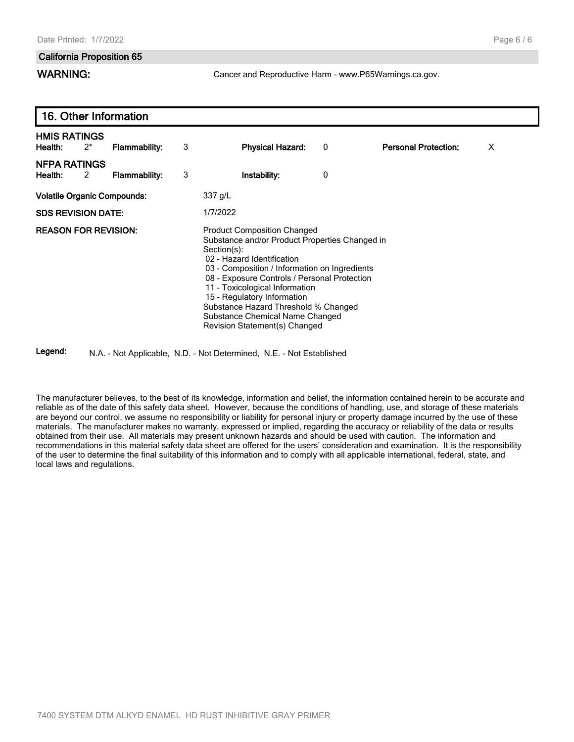### California Proposition 65

**WARNING:** Cancer and Reproductive Harm - www.P65Warnings.ca.gov.

## 16. Other Information

**HMIS RATINGS**

| | | | | | | | |
|---|---|---|---|---|---|---|---|
| **Health:** | 2* | **Flammability:** | 3 | **Physical Hazard:** | 0 | **Personal Protection:** | X |

**NFPA RATINGS**

| | | | | | |
|---|---|---|---|---|---|
| **Health:** | 2 | **Flammability:** | 3 | **Instability:** | 0 |

**Volatile Organic Compounds:** 337 g/L

**SDS REVISION DATE:** 1/7/2022

**REASON FOR REVISION:**

Product Composition Changed
Substance and/or Product Properties Changed in Section(s):
02 - Hazard Identification
03 - Composition / Information on Ingredients
08 - Exposure Controls / Personal Protection
11 - Toxicological Information
15 - Regulatory Information
Substance Hazard Threshold % Changed
Substance Chemical Name Changed
Revision Statement(s) Changed

**Legend:** N.A. - Not Applicable, N.D. - Not Determined, N.E. - Not Established

The manufacturer believes, to the best of its knowledge, information and belief, the information contained herein to be accurate and reliable as of the date of this safety data sheet. However, because the conditions of handling, use, and storage of these materials are beyond our control, we assume no responsibility or liability for personal injury or property damage incurred by the use of these materials. The manufacturer makes no warranty, expressed or implied, regarding the accuracy or reliability of the data or results obtained from their use. All materials may present unknown hazards and should be used with caution. The information and recommendations in this material safety data sheet are offered for the users' consideration and examination. It is the responsibility of the user to determine the final suitability of this information and to comply with all applicable international, federal, state, and local laws and regulations.